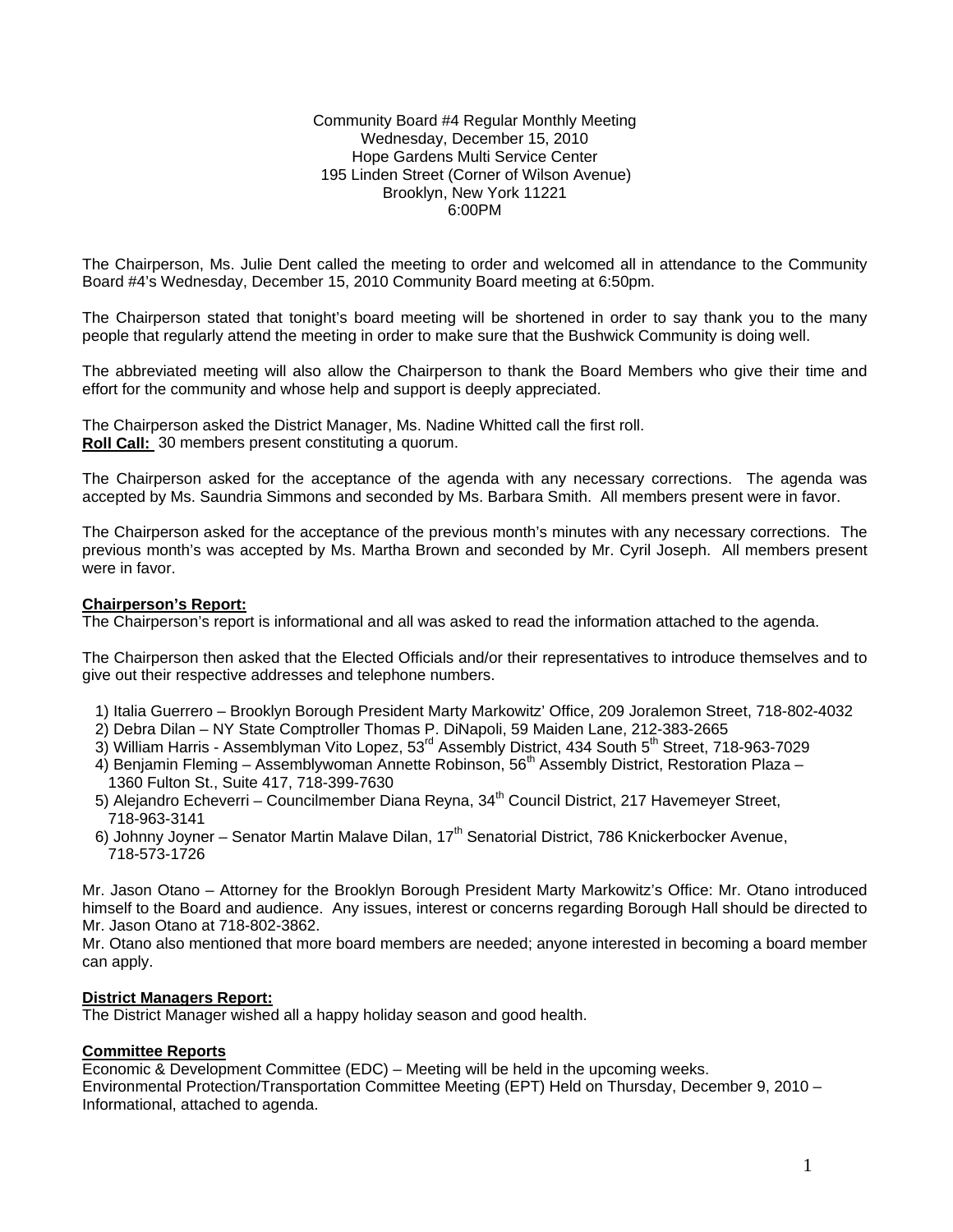Community Board #4 Regular Monthly Meeting
Wednesday, December 15, 2010
Hope Gardens Multi Service Center
195 Linden Street (Corner of Wilson Avenue)
Brooklyn, New York 11221
6:00PM

The Chairperson, Ms. Julie Dent called the meeting to order and welcomed all in attendance to the Community Board #4's Wednesday, December 15, 2010 Community Board meeting at 6:50pm.

The Chairperson stated that tonight's board meeting will be shortened in order to say thank you to the many people that regularly attend the meeting in order to make sure that the Bushwick Community is doing well.

The abbreviated meeting will also allow the Chairperson to thank the Board Members who give their time and effort for the community and whose help and support is deeply appreciated.

The Chairperson asked the District Manager, Ms. Nadine Whitted call the first roll.
**Roll Call:** 30 members present constituting a quorum.

The Chairperson asked for the acceptance of the agenda with any necessary corrections. The agenda was accepted by Ms. Saundria Simmons and seconded by Ms. Barbara Smith. All members present were in favor.

The Chairperson asked for the acceptance of the previous month's minutes with any necessary corrections. The previous month's was accepted by Ms. Martha Brown and seconded by Mr. Cyril Joseph. All members present were in favor.

**Chairperson's Report:**
The Chairperson's report is informational and all was asked to read the information attached to the agenda.

The Chairperson then asked that the Elected Officials and/or their representatives to introduce themselves and to give out their respective addresses and telephone numbers.

1) Italia Guerrero – Brooklyn Borough President Marty Markowitz' Office, 209 Joralemon Street, 718-802-4032
2) Debra Dilan – NY State Comptroller Thomas P. DiNapoli, 59 Maiden Lane, 212-383-2665
3) William Harris - Assemblyman Vito Lopez, 53rd Assembly District, 434 South 5th Street, 718-963-7029
4) Benjamin Fleming – Assemblywoman Annette Robinson, 56th Assembly District, Restoration Plaza – 1360 Fulton St., Suite 417, 718-399-7630
5) Alejandro Echeverri – Councilmember Diana Reyna, 34th Council District, 217 Havemeyer Street, 718-963-3141
6) Johnny Joyner – Senator Martin Malave Dilan, 17th Senatorial District, 786 Knickerbocker Avenue, 718-573-1726

Mr. Jason Otano – Attorney for the Brooklyn Borough President Marty Markowitz's Office: Mr. Otano introduced himself to the Board and audience. Any issues, interest or concerns regarding Borough Hall should be directed to Mr. Jason Otano at 718-802-3862.
Mr. Otano also mentioned that more board members are needed; anyone interested in becoming a board member can apply.

**District Managers Report:**
The District Manager wished all a happy holiday season and good health.

**Committee Reports**
Economic & Development Committee (EDC) – Meeting will be held in the upcoming weeks.
Environmental Protection/Transportation Committee Meeting (EPT) Held on Thursday, December 9, 2010 – Informational, attached to agenda.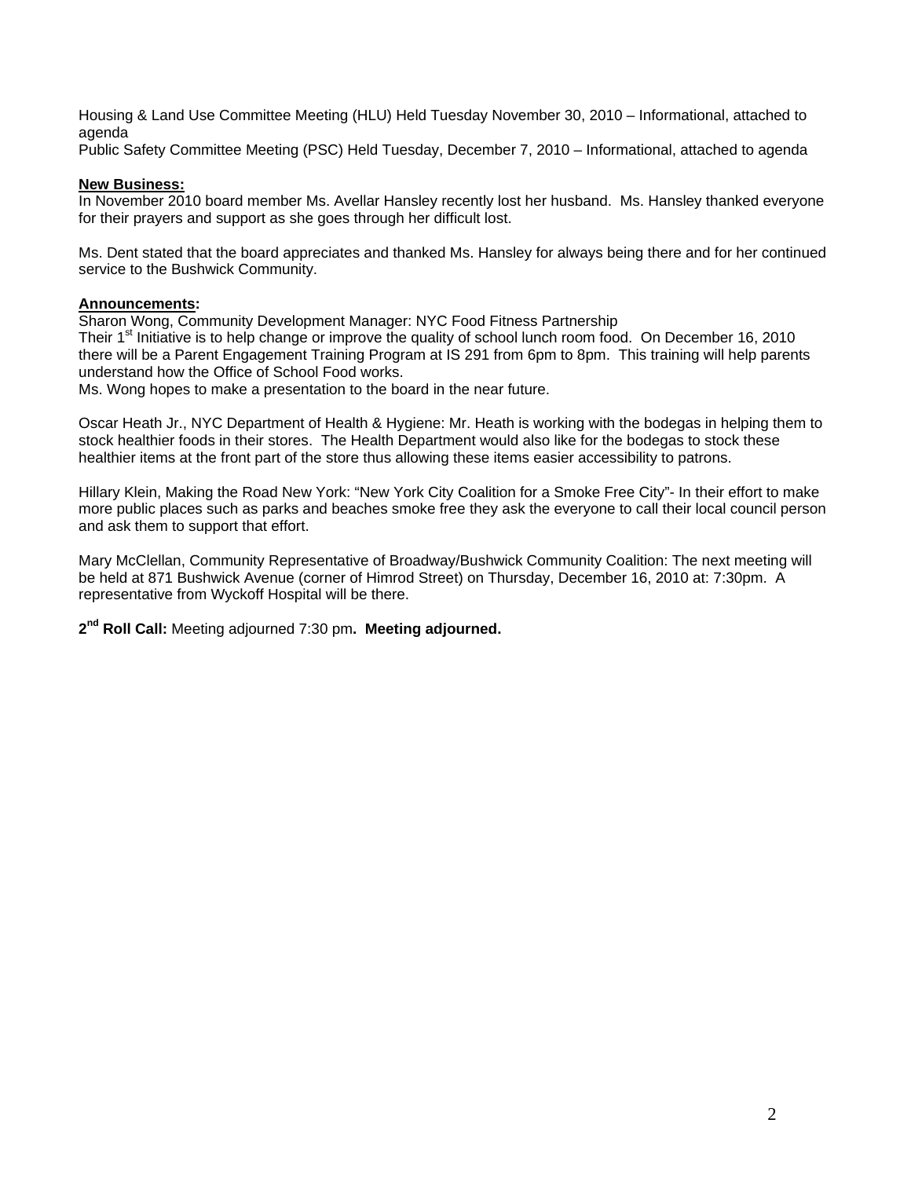Housing & Land Use Committee Meeting (HLU) Held Tuesday November 30, 2010 – Informational, attached to agenda
Public Safety Committee Meeting (PSC) Held Tuesday, December 7, 2010 – Informational, attached to agenda

**New Business:**
In November 2010 board member Ms. Avellar Hansley recently lost her husband. Ms. Hansley thanked everyone for their prayers and support as she goes through her difficult lost.

Ms. Dent stated that the board appreciates and thanked Ms. Hansley for always being there and for her continued service to the Bushwick Community.

**Announcements:**
Sharon Wong, Community Development Manager: NYC Food Fitness Partnership
Their 1st Initiative is to help change or improve the quality of school lunch room food. On December 16, 2010 there will be a Parent Engagement Training Program at IS 291 from 6pm to 8pm. This training will help parents understand how the Office of School Food works.
Ms. Wong hopes to make a presentation to the board in the near future.

Oscar Heath Jr., NYC Department of Health & Hygiene: Mr. Heath is working with the bodegas in helping them to stock healthier foods in their stores. The Health Department would also like for the bodegas to stock these healthier items at the front part of the store thus allowing these items easier accessibility to patrons.

Hillary Klein, Making the Road New York: "New York City Coalition for a Smoke Free City"- In their effort to make more public places such as parks and beaches smoke free they ask the everyone to call their local council person and ask them to support that effort.

Mary McClellan, Community Representative of Broadway/Bushwick Community Coalition: The next meeting will be held at 871 Bushwick Avenue (corner of Himrod Street) on Thursday, December 16, 2010 at: 7:30pm. A representative from Wyckoff Hospital will be there.

**2nd Roll Call:** Meeting adjourned 7:30 pm**. Meeting adjourned.**